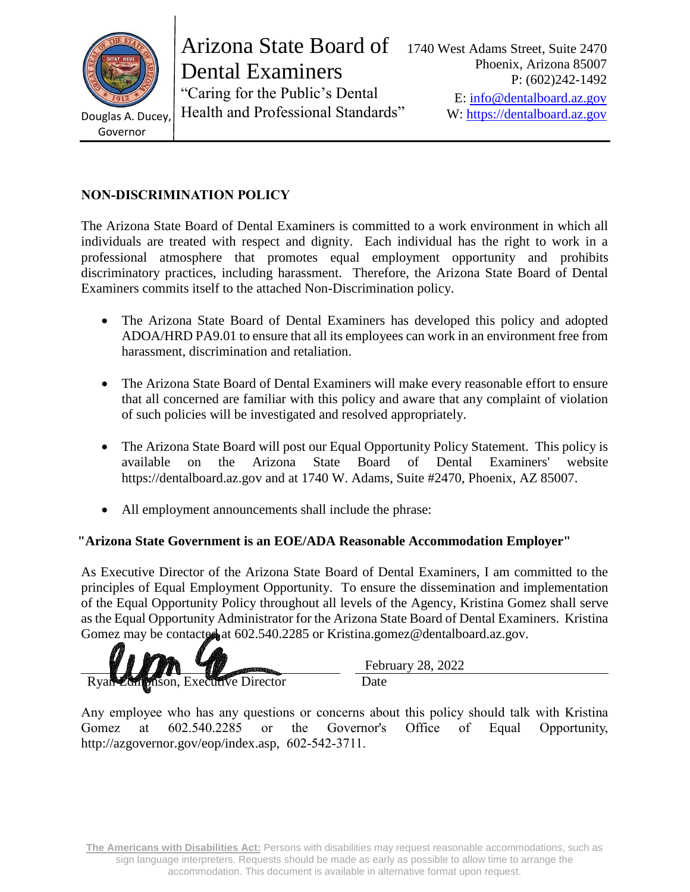Douglas A. Ducey, Governor

# Arizona State Board of Dental Examiners

"Caring for the Public's Dental Health and Professional Standards"

1740 West Adams Street, Suite 2470
Phoenix, Arizona 85007
P: (602)242-1492
E: info@dentalboard.az.gov
W: https://dentalboard.az.gov

## NON-DISCRIMINATION POLICY

The Arizona State Board of Dental Examiners is committed to a work environment in which all individuals are treated with respect and dignity. Each individual has the right to work in a professional atmosphere that promotes equal employment opportunity and prohibits discriminatory practices, including harassment. Therefore, the Arizona State Board of Dental Examiners commits itself to the attached Non-Discrimination policy.

- The Arizona State Board of Dental Examiners has developed this policy and adopted ADOA/HRD PA9.01 to ensure that all its employees can work in an environment free from harassment, discrimination and retaliation.
- The Arizona State Board of Dental Examiners will make every reasonable effort to ensure that all concerned are familiar with this policy and aware that any complaint of violation of such policies will be investigated and resolved appropriately.
- The Arizona State Board will post our Equal Opportunity Policy Statement. This policy is available on the Arizona State Board of Dental Examiners' website https://dentalboard.az.gov and at 1740 W. Adams, Suite #2470, Phoenix, AZ 85007.
- All employment announcements shall include the phrase:

**"Arizona State Government is an EOE/ADA Reasonable Accommodation Employer"**

As Executive Director of the Arizona State Board of Dental Examiners, I am committed to the principles of Equal Employment Opportunity. To ensure the dissemination and implementation of the Equal Opportunity Policy throughout all levels of the Agency, Kristina Gomez shall serve as the Equal Opportunity Administrator for the Arizona State Board of Dental Examiners. Kristina Gomez may be contacted at 602.540.2285 or Kristina.gomez@dentalboard.az.gov.

Ryan Edmonson, Executive Director — February 28, 2022 (Date)

Any employee who has any questions or concerns about this policy should talk with Kristina Gomez at 602.540.2285 or the Governor's Office of Equal Opportunity, http://azgovernor.gov/eop/index.asp, 602-542-3711.

**The Americans with Disabilities Act:** Persons with disabilities may request reasonable accommodations, such as sign language interpreters. Requests should be made as early as possible to allow time to arrange the accommodation. This document is available in alternative format upon request.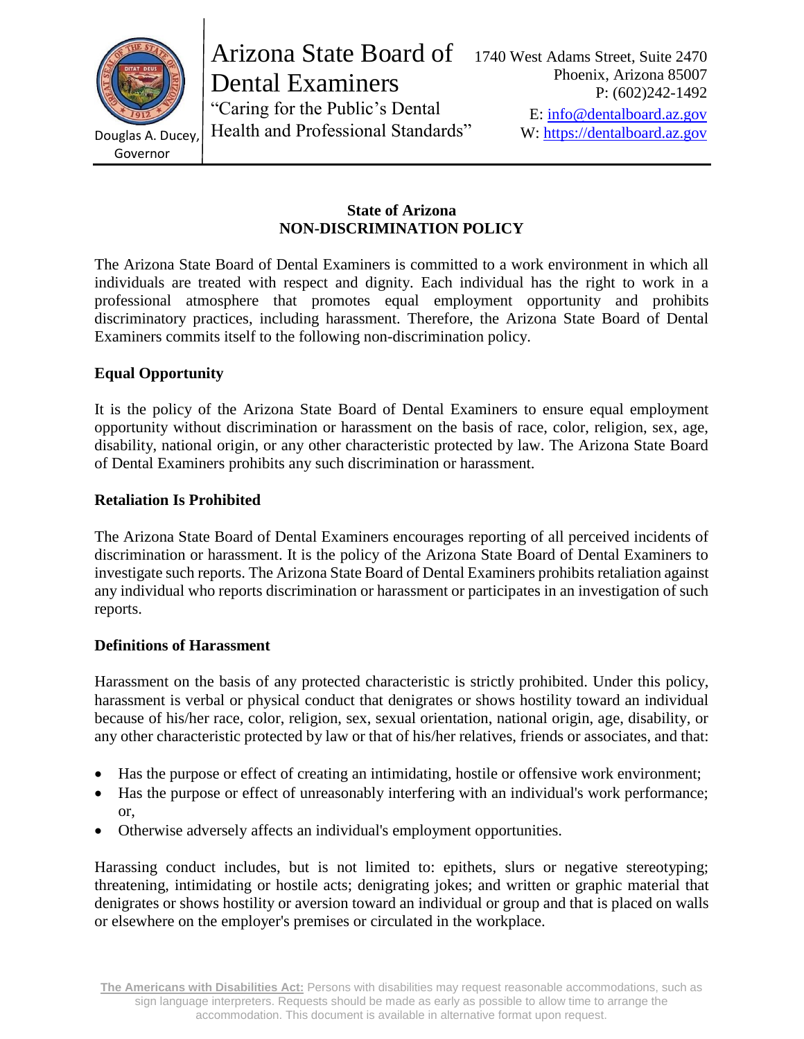Arizona State Board of Dental Examiners

"Caring for the Public's Dental Health and Professional Standards"

Douglas A. Ducey, Governor

1740 West Adams Street, Suite 2470
Phoenix, Arizona 85007
P: (602)242-1492
E: info@dentalboard.az.gov
W: https://dentalboard.az.gov

## State of Arizona
## NON-DISCRIMINATION POLICY

The Arizona State Board of Dental Examiners is committed to a work environment in which all individuals are treated with respect and dignity. Each individual has the right to work in a professional atmosphere that promotes equal employment opportunity and prohibits discriminatory practices, including harassment. Therefore, the Arizona State Board of Dental Examiners commits itself to the following non-discrimination policy.

### Equal Opportunity

It is the policy of the Arizona State Board of Dental Examiners to ensure equal employment opportunity without discrimination or harassment on the basis of race, color, religion, sex, age, disability, national origin, or any other characteristic protected by law. The Arizona State Board of Dental Examiners prohibits any such discrimination or harassment.

### Retaliation Is Prohibited

The Arizona State Board of Dental Examiners encourages reporting of all perceived incidents of discrimination or harassment. It is the policy of the Arizona State Board of Dental Examiners to investigate such reports. The Arizona State Board of Dental Examiners prohibits retaliation against any individual who reports discrimination or harassment or participates in an investigation of such reports.

### Definitions of Harassment

Harassment on the basis of any protected characteristic is strictly prohibited. Under this policy, harassment is verbal or physical conduct that denigrates or shows hostility toward an individual because of his/her race, color, religion, sex, sexual orientation, national origin, age, disability, or any other characteristic protected by law or that of his/her relatives, friends or associates, and that:

- Has the purpose or effect of creating an intimidating, hostile or offensive work environment;
- Has the purpose or effect of unreasonably interfering with an individual's work performance; or,
- Otherwise adversely affects an individual's employment opportunities.

Harassing conduct includes, but is not limited to: epithets, slurs or negative stereotyping; threatening, intimidating or hostile acts; denigrating jokes; and written or graphic material that denigrates or shows hostility or aversion toward an individual or group and that is placed on walls or elsewhere on the employer's premises or circulated in the workplace.

**The Americans with Disabilities Act:** Persons with disabilities may request reasonable accommodations, such as sign language interpreters. Requests should be made as early as possible to allow time to arrange the accommodation. This document is available in alternative format upon request.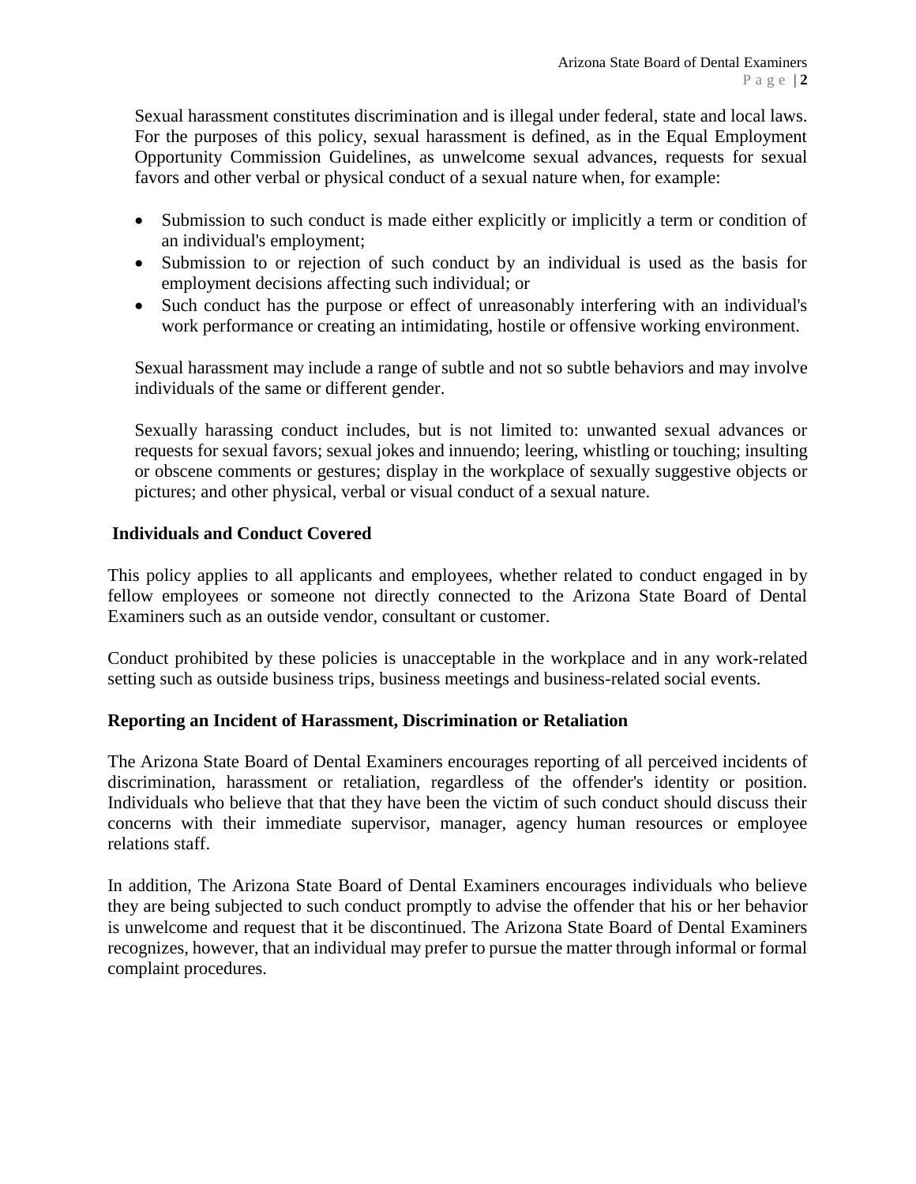Sexual harassment constitutes discrimination and is illegal under federal, state and local laws. For the purposes of this policy, sexual harassment is defined, as in the Equal Employment Opportunity Commission Guidelines, as unwelcome sexual advances, requests for sexual favors and other verbal or physical conduct of a sexual nature when, for example:

- Submission to such conduct is made either explicitly or implicitly a term or condition of an individual's employment;
- Submission to or rejection of such conduct by an individual is used as the basis for employment decisions affecting such individual; or
- Such conduct has the purpose or effect of unreasonably interfering with an individual's work performance or creating an intimidating, hostile or offensive working environment.

Sexual harassment may include a range of subtle and not so subtle behaviors and may involve individuals of the same or different gender.

Sexually harassing conduct includes, but is not limited to: unwanted sexual advances or requests for sexual favors; sexual jokes and innuendo; leering, whistling or touching; insulting or obscene comments or gestures; display in the workplace of sexually suggestive objects or pictures; and other physical, verbal or visual conduct of a sexual nature.

**Individuals and Conduct Covered**

This policy applies to all applicants and employees, whether related to conduct engaged in by fellow employees or someone not directly connected to the Arizona State Board of Dental Examiners such as an outside vendor, consultant or customer.

Conduct prohibited by these policies is unacceptable in the workplace and in any work-related setting such as outside business trips, business meetings and business-related social events.

**Reporting an Incident of Harassment, Discrimination or Retaliation**

The Arizona State Board of Dental Examiners encourages reporting of all perceived incidents of discrimination, harassment or retaliation, regardless of the offender's identity or position. Individuals who believe that that they have been the victim of such conduct should discuss their concerns with their immediate supervisor, manager, agency human resources or employee relations staff.

In addition, The Arizona State Board of Dental Examiners encourages individuals who believe they are being subjected to such conduct promptly to advise the offender that his or her behavior is unwelcome and request that it be discontinued. The Arizona State Board of Dental Examiners recognizes, however, that an individual may prefer to pursue the matter through informal or formal complaint procedures.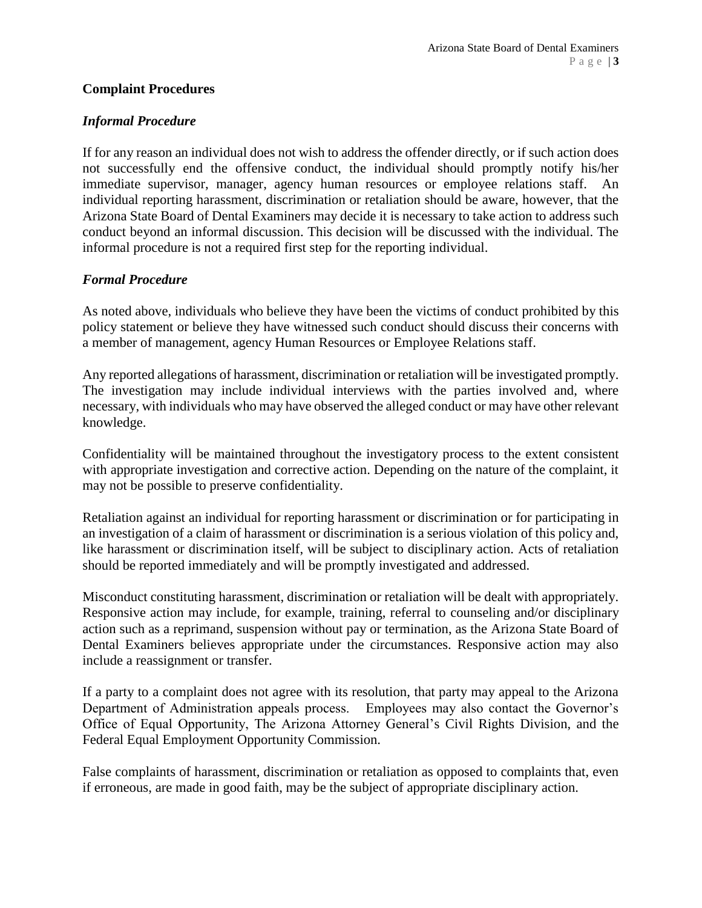## Complaint Procedures

### *Informal Procedure*

If for any reason an individual does not wish to address the offender directly, or if such action does not successfully end the offensive conduct, the individual should promptly notify his/her immediate supervisor, manager, agency human resources or employee relations staff. An individual reporting harassment, discrimination or retaliation should be aware, however, that the Arizona State Board of Dental Examiners may decide it is necessary to take action to address such conduct beyond an informal discussion. This decision will be discussed with the individual. The informal procedure is not a required first step for the reporting individual.

### *Formal Procedure*

As noted above, individuals who believe they have been the victims of conduct prohibited by this policy statement or believe they have witnessed such conduct should discuss their concerns with a member of management, agency Human Resources or Employee Relations staff.

Any reported allegations of harassment, discrimination or retaliation will be investigated promptly. The investigation may include individual interviews with the parties involved and, where necessary, with individuals who may have observed the alleged conduct or may have other relevant knowledge.

Confidentiality will be maintained throughout the investigatory process to the extent consistent with appropriate investigation and corrective action. Depending on the nature of the complaint, it may not be possible to preserve confidentiality.

Retaliation against an individual for reporting harassment or discrimination or for participating in an investigation of a claim of harassment or discrimination is a serious violation of this policy and, like harassment or discrimination itself, will be subject to disciplinary action. Acts of retaliation should be reported immediately and will be promptly investigated and addressed.

Misconduct constituting harassment, discrimination or retaliation will be dealt with appropriately. Responsive action may include, for example, training, referral to counseling and/or disciplinary action such as a reprimand, suspension without pay or termination, as the Arizona State Board of Dental Examiners believes appropriate under the circumstances. Responsive action may also include a reassignment or transfer.

If a party to a complaint does not agree with its resolution, that party may appeal to the Arizona Department of Administration appeals process. Employees may also contact the Governor's Office of Equal Opportunity, The Arizona Attorney General's Civil Rights Division, and the Federal Equal Employment Opportunity Commission.

False complaints of harassment, discrimination or retaliation as opposed to complaints that, even if erroneous, are made in good faith, may be the subject of appropriate disciplinary action.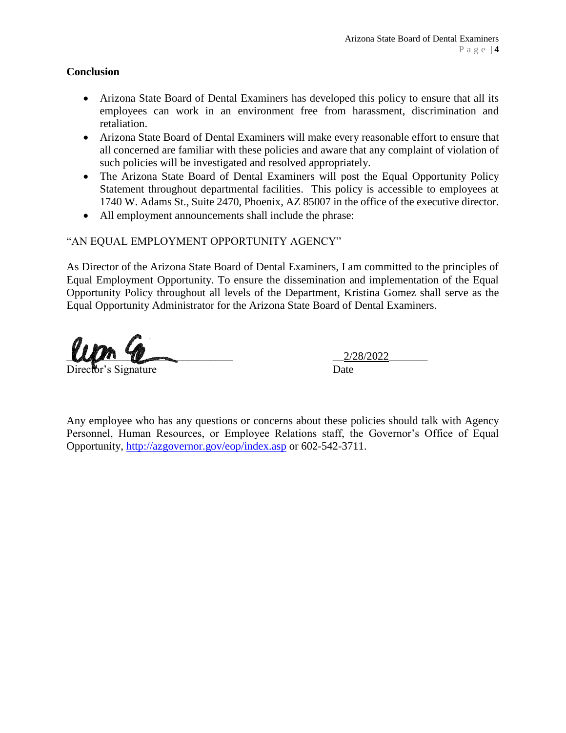**Conclusion**

- Arizona State Board of Dental Examiners has developed this policy to ensure that all its employees can work in an environment free from harassment, discrimination and retaliation.
- Arizona State Board of Dental Examiners will make every reasonable effort to ensure that all concerned are familiar with these policies and aware that any complaint of violation of such policies will be investigated and resolved appropriately.
- The Arizona State Board of Dental Examiners will post the Equal Opportunity Policy Statement throughout departmental facilities. This policy is accessible to employees at 1740 W. Adams St., Suite 2470, Phoenix, AZ 85007 in the office of the executive director.
- All employment announcements shall include the phrase:

"AN EQUAL EMPLOYMENT OPPORTUNITY AGENCY"

As Director of the Arizona State Board of Dental Examiners, I am committed to the principles of Equal Employment Opportunity. To ensure the dissemination and implementation of the Equal Opportunity Policy throughout all levels of the Department, Kristina Gomez shall serve as the Equal Opportunity Administrator for the Arizona State Board of Dental Examiners.

Director's Signature　　　　　　2/28/2022
Date

Any employee who has any questions or concerns about these policies should talk with Agency Personnel, Human Resources, or Employee Relations staff, the Governor's Office of Equal Opportunity, http://azgovernor.gov/eop/index.asp or 602-542-3711.